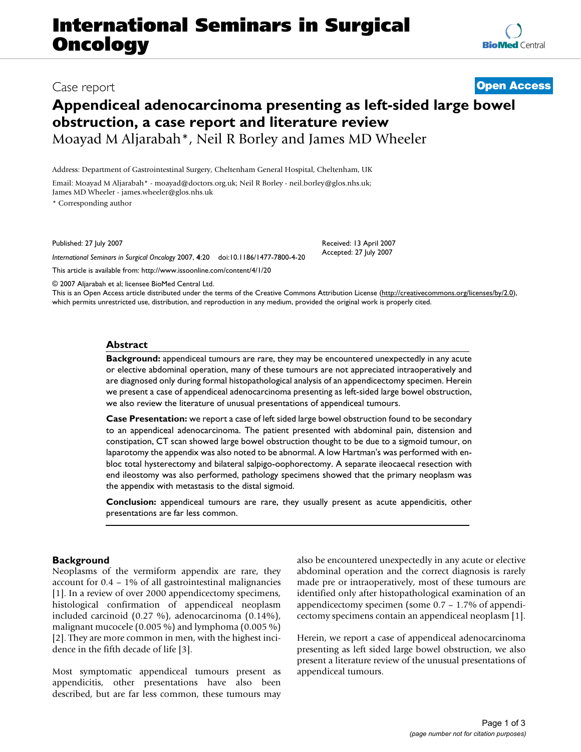# International Seminars in Surgical Oncology

Case report **Open Access**

## Appendiceal adenocarcinoma presenting as left-sided large bowel obstruction, a case report and literature review

Moayad M Aljarabah*, Neil R Borley and James MD Wheeler

Address: Department of Gastrointestinal Surgery, Cheltenham General Hospital, Cheltenham, UK

Email: Moayad M Aljarabah* - moayad@doctors.org.uk; Neil R Borley - neil.borley@glos.nhs.uk; James MD Wheeler - james.wheeler@glos.nhs.uk

* Corresponding author

Published: 27 July 2007

*International Seminars in Surgical Oncology* 2007, **4**:20 doi:10.1186/1477-7800-4-20

This article is available from: http://www.issoonline.com/content/4/1/20

Received: 13 April 2007
Accepted: 27 July 2007

© 2007 Aljarabah et al; licensee BioMed Central Ltd.
This is an Open Access article distributed under the terms of the Creative Commons Attribution License (http://creativecommons.org/licenses/by/2.0), which permits unrestricted use, distribution, and reproduction in any medium, provided the original work is properly cited.

### Abstract

**Background:** appendiceal tumours are rare, they may be encountered unexpectedly in any acute or elective abdominal operation, many of these tumours are not appreciated intraoperatively and are diagnosed only during formal histopathological analysis of an appendicectomy specimen. Herein we present a case of appendiceal adenocarcinoma presenting as left-sided large bowel obstruction, we also review the literature of unusual presentations of appendiceal tumours.

**Case Presentation:** we report a case of left sided large bowel obstruction found to be secondary to an appendiceal adenocarcinoma. The patient presented with abdominal pain, distension and constipation, CT scan showed large bowel obstruction thought to be due to a sigmoid tumour, on laparotomy the appendix was also noted to be abnormal. A low Hartman's was performed with en-bloc total hysterectomy and bilateral salpigo-oophorectomy. A separate ileocaecal resection with end ileostomy was also performed, pathology specimens showed that the primary neoplasm was the appendix with metastasis to the distal sigmoid.

**Conclusion:** appendiceal tumours are rare, they usually present as acute appendicitis, other presentations are far less common.

## Background

Neoplasms of the vermiform appendix are rare, they account for 0.4 – 1% of all gastrointestinal malignancies [1]. In a review of over 2000 appendicectomy specimens, histological confirmation of appendiceal neoplasm included carcinoid (0.27 %), adenocarcinoma (0.14%), malignant mucocele (0.005 %) and lymphoma (0.005 %) [2]. They are more common in men, with the highest incidence in the fifth decade of life [3].

Most symptomatic appendiceal tumours present as appendicitis, other presentations have also been described, but are far less common, these tumours may also be encountered unexpectedly in any acute or elective abdominal operation and the correct diagnosis is rarely made pre or intraoperatively, most of these tumours are identified only after histopathological examination of an appendicectomy specimen (some 0.7 – 1.7% of appendicectomy specimens contain an appendiceal neoplasm [1].

Herein, we report a case of appendiceal adenocarcinoma presenting as left sided large bowel obstruction, we also present a literature review of the unusual presentations of appendiceal tumours.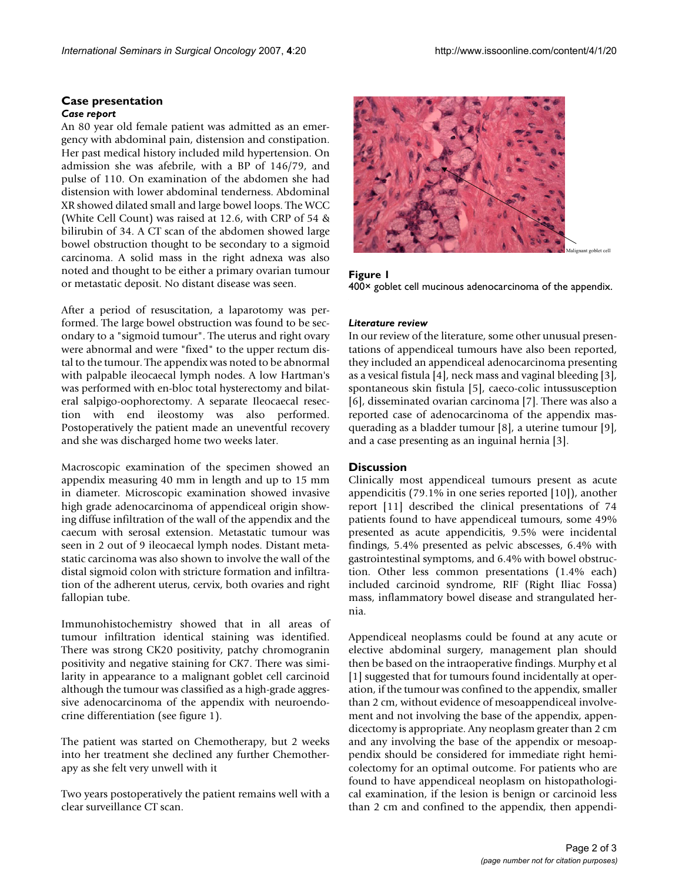## Case presentation

### Case report

An 80 year old female patient was admitted as an emergency with abdominal pain, distension and constipation. Her past medical history included mild hypertension. On admission she was afebrile, with a BP of 146/79, and pulse of 110. On examination of the abdomen she had distension with lower abdominal tenderness. Abdominal XR showed dilated small and large bowel loops. The WCC (White Cell Count) was raised at 12.6, with CRP of 54 & bilirubin of 34. A CT scan of the abdomen showed large bowel obstruction thought to be secondary to a sigmoid carcinoma. A solid mass in the right adnexa was also noted and thought to be either a primary ovarian tumour or metastatic deposit. No distant disease was seen.

After a period of resuscitation, a laparotomy was performed. The large bowel obstruction was found to be secondary to a "sigmoid tumour". The uterus and right ovary were abnormal and were "fixed" to the upper rectum distal to the tumour. The appendix was noted to be abnormal with palpable ileocaecal lymph nodes. A low Hartman's was performed with en-bloc total hysterectomy and bilateral salpigo-oophorectomy. A separate Ileocaecal resection with end ileostomy was also performed. Postoperatively the patient made an uneventful recovery and she was discharged home two weeks later.

Macroscopic examination of the specimen showed an appendix measuring 40 mm in length and up to 15 mm in diameter. Microscopic examination showed invasive high grade adenocarcinoma of appendiceal origin showing diffuse infiltration of the wall of the appendix and the caecum with serosal extension. Metastatic tumour was seen in 2 out of 9 ileocaecal lymph nodes. Distant metastatic carcinoma was also shown to involve the wall of the distal sigmoid colon with stricture formation and infiltration of the adherent uterus, cervix, both ovaries and right fallopian tube.

Immunohistochemistry showed that in all areas of tumour infiltration identical staining was identified. There was strong CK20 positivity, patchy chromogranin positivity and negative staining for CK7. There was similarity in appearance to a malignant goblet cell carcinoid although the tumour was classified as a high-grade aggressive adenocarcinoma of the appendix with neuroendocrine differentiation (see figure 1).

The patient was started on Chemotherapy, but 2 weeks into her treatment she declined any further Chemotherapy as she felt very unwell with it

Two years postoperatively the patient remains well with a clear surveillance CT scan.

Malignant goblet cell

**Figure 1**
400× goblet cell mucinous adenocarcinoma of the appendix.

### Literature review

In our review of the literature, some other unusual presentations of appendiceal tumours have also been reported, they included an appendiceal adenocarcinoma presenting as a vesical fistula [4], neck mass and vaginal bleeding [3], spontaneous skin fistula [5], caeco-colic intussusception [6], disseminated ovarian carcinoma [7]. There was also a reported case of adenocarcinoma of the appendix masquerading as a bladder tumour [8], a uterine tumour [9], and a case presenting as an inguinal hernia [3].

## Discussion

Clinically most appendiceal tumours present as acute appendicitis (79.1% in one series reported [10]), another report [11] described the clinical presentations of 74 patients found to have appendiceal tumours, some 49% presented as acute appendicitis, 9.5% were incidental findings, 5.4% presented as pelvic abscesses, 6.4% with gastrointestinal symptoms, and 6.4% with bowel obstruction. Other less common presentations (1.4% each) included carcinoid syndrome, RIF (Right Iliac Fossa) mass, inflammatory bowel disease and strangulated hernia.

Appendiceal neoplasms could be found at any acute or elective abdominal surgery, management plan should then be based on the intraoperative findings. Murphy et al [1] suggested that for tumours found incidentally at operation, if the tumour was confined to the appendix, smaller than 2 cm, without evidence of mesoappendiceal involvement and not involving the base of the appendix, appendicectomy is appropriate. Any neoplasm greater than 2 cm and any involving the base of the appendix or mesoappendix should be considered for immediate right hemicolectomy for an optimal outcome. For patients who are found to have appendiceal neoplasm on histopathological examination, if the lesion is benign or carcinoid less than 2 cm and confined to the appendix, then appendi-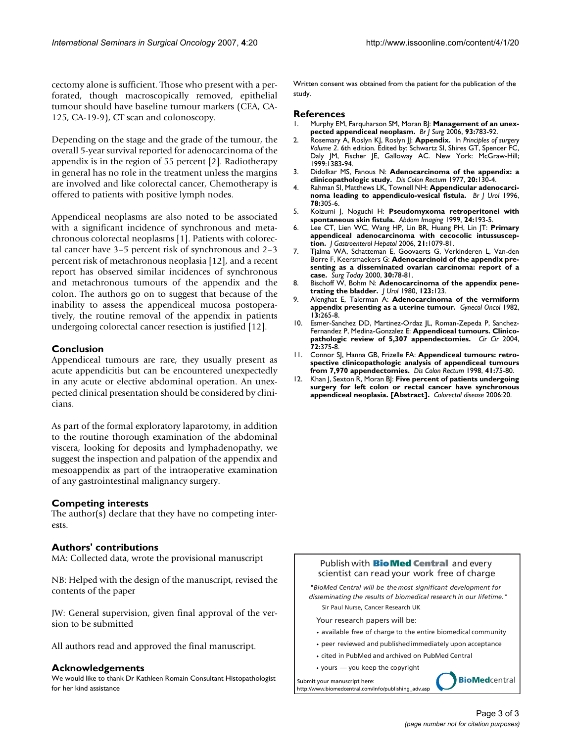cectomy alone is sufficient. Those who present with a perforated, though macroscopically removed, epithelial tumour should have baseline tumour markers (CEA, CA-125, CA-19-9), CT scan and colonoscopy.

Depending on the stage and the grade of the tumour, the overall 5-year survival reported for adenocarcinoma of the appendix is in the region of 55 percent [2]. Radiotherapy in general has no role in the treatment unless the margins are involved and like colorectal cancer, Chemotherapy is offered to patients with positive lymph nodes.

Appendiceal neoplasms are also noted to be associated with a significant incidence of synchronous and metachronous colorectal neoplasms [1]. Patients with colorectal cancer have 3–5 percent risk of synchronous and 2–3 percent risk of metachronous neoplasia [12], and a recent report has observed similar incidences of synchronous and metachronous tumours of the appendix and the colon. The authors go on to suggest that because of the inability to assess the appendiceal mucosa postoperatively, the routine removal of the appendix in patients undergoing colorectal cancer resection is justified [12].

## Conclusion

Appendiceal tumours are rare, they usually present as acute appendicitis but can be encountered unexpectedly in any acute or elective abdominal operation. An unexpected clinical presentation should be considered by clinicians.

As part of the formal exploratory laparotomy, in addition to the routine thorough examination of the abdominal viscera, looking for deposits and lymphadenopathy, we suggest the inspection and palpation of the appendix and mesoappendix as part of the intraoperative examination of any gastrointestinal malignancy surgery.

## Competing interests

The author(s) declare that they have no competing interests.

## Authors' contributions

MA: Collected data, wrote the provisional manuscript

NB: Helped with the design of the manuscript, revised the contents of the paper

JW: General supervision, given final approval of the version to be submitted

All authors read and approved the final manuscript.

## Acknowledgements

We would like to thank Dr Kathleen Romain Consultant Histopathologist for her kind assistance

Written consent was obtained from the patient for the publication of the study.

## References

1. Murphy EM, Farquharson SM, Moran BJ: **Management of an unexpected appendiceal neoplasm.** *Br J Surg* 2006, **93:**783-92.
2. Rosemary A, Roslyn KJ, Roslyn JJ: **Appendix.** In *Principles of surgery Volume 2*. 6th edition. Edited by: Schwartz SI, Shires GT, Spencer FC, Daly JM, Fischer JE, Galloway AC. New York: McGraw-Hill; 1999:1383-94.
3. Didolkar MS, Fanous N: **Adenocarcinoma of the appendix: a clinicopathologic study.** *Dis Colon Rectum* 1977, **20:**130-4.
4. Rahman SI, Matthews LK, Townell NH: **Appendicular adenocarcinoma leading to appendiculo-vesical fistula.** *Br J Urol* 1996, **78:**305-6.
5. Koizumi J, Noguchi H: **Pseudomyxoma retroperitonei with spontaneous skin fistula.** *Abdom Imaging* 1999, **24:**193-5.
6. Lee CT, Lien WC, Wang HP, Lin BR, Huang PH, Lin JT: **Primary appendiceal adenocarcinoma with cecocolic intussusception.** *J Gastroenterol Hepatol* 2006, **21:**1079-81.
7. Tjalma WA, Schatteman E, Goovaerts G, Verkinderen L, Van-den Borre F, Keersmaekers G: **Adenocarcinoid of the appendix presenting as a disseminated ovarian carcinoma: report of a case.** *Surg Today* 2000, **30:**78-81.
8. Bischoff W, Bohm N: **Adenocarcinoma of the appendix penetrating the bladder.** *J Urol* 1980, **123:**123.
9. Alenghat E, Talerman A: **Adenocarcinoma of the vermiform appendix presenting as a uterine tumour.** *Gynecol Oncol* 1982, **13:**265-8.
10. Esmer-Sanchez DD, Martinez-Ordaz JL, Roman-Zepeda P, Sanchez-Fernandez P, Medina-Gonzalez E: **Appendiceal tumours. Clinicopathologic review of 5,307 appendectomies.** *Cir Cir* 2004, **72:**375-8.
11. Connor SJ, Hanna GB, Frizelle FA: **Appendiceal tumours: retrospective clinicopathologic analysis of appendiceal tumours from 7,970 appendectomies.** *Dis Colon Rectum* 1998, **41:**75-80.
12. Khan J, Sexton R, Moran BJ: **Five percent of patients undergoing surgery for left colon or rectal cancer have synchronous appendiceal neoplasia. [Abstract].** *Colorectal disease* 2006:20.

Publish with **BioMed Central** and every scientist can read your work free of charge

*"BioMed Central will be the most significant development for disseminating the results of biomedical research in our lifetime."*
Sir Paul Nurse, Cancer Research UK

Your research papers will be:

- available free of charge to the entire biomedical community
- peer reviewed and published immediately upon acceptance
- cited in PubMed and archived on PubMed Central
- yours — you keep the copyright

Submit your manuscript here:
http://www.biomedcentral.com/info/publishing_adv.asp

BioMedcentral